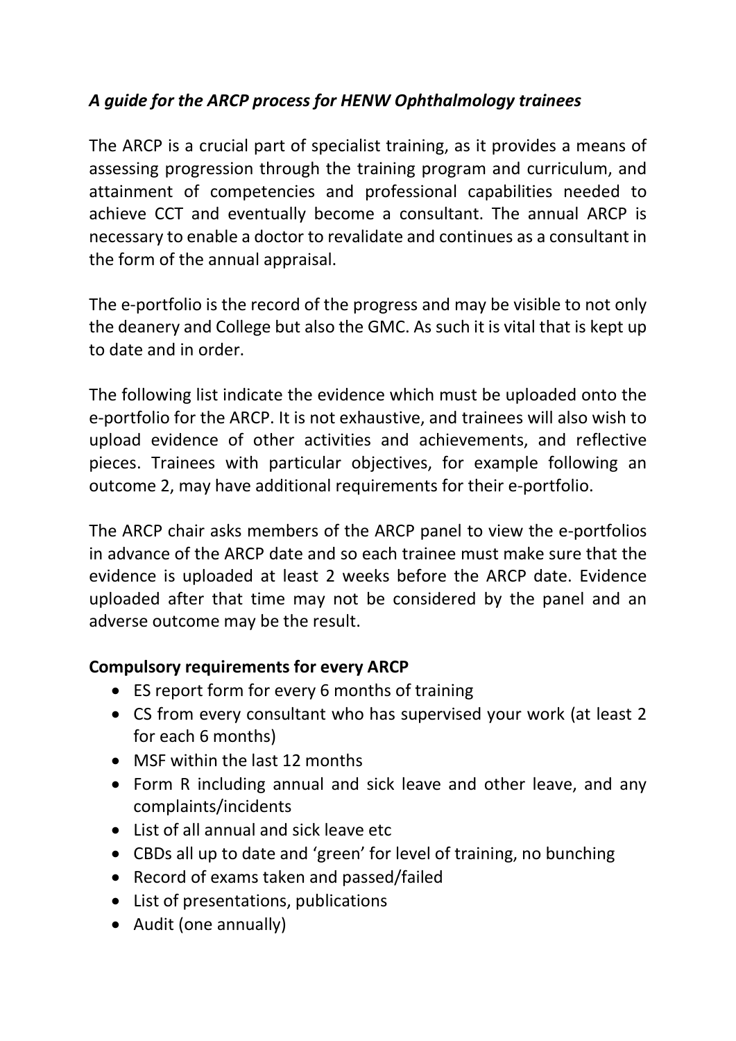*A guide for the ARCP process for HENW Ophthalmology trainees*

The ARCP is a crucial part of specialist training, as it provides a means of assessing progression through the training program and curriculum, and attainment of competencies and professional capabilities needed to achieve CCT and eventually become a consultant. The annual ARCP is necessary to enable a doctor to revalidate and continues as a consultant in the form of the annual appraisal.

The e-portfolio is the record of the progress and may be visible to not only the deanery and College but also the GMC. As such it is vital that is kept up to date and in order.

The following list indicate the evidence which must be uploaded onto the e-portfolio for the ARCP. It is not exhaustive, and trainees will also wish to upload evidence of other activities and achievements, and reflective pieces. Trainees with particular objectives, for example following an outcome 2, may have additional requirements for their e-portfolio.

The ARCP chair asks members of the ARCP panel to view the e-portfolios in advance of the ARCP date and so each trainee must make sure that the evidence is uploaded at least 2 weeks before the ARCP date. Evidence uploaded after that time may not be considered by the panel and an adverse outcome may be the result.

**Compulsory requirements for every ARCP**

- ES report form for every 6 months of training
- CS from every consultant who has supervised your work (at least 2 for each 6 months)
- MSF within the last 12 months
- Form R including annual and sick leave and other leave, and any complaints/incidents
- List of all annual and sick leave etc
- CBDs all up to date and 'green' for level of training, no bunching
- Record of exams taken and passed/failed
- List of presentations, publications
- Audit (one annually)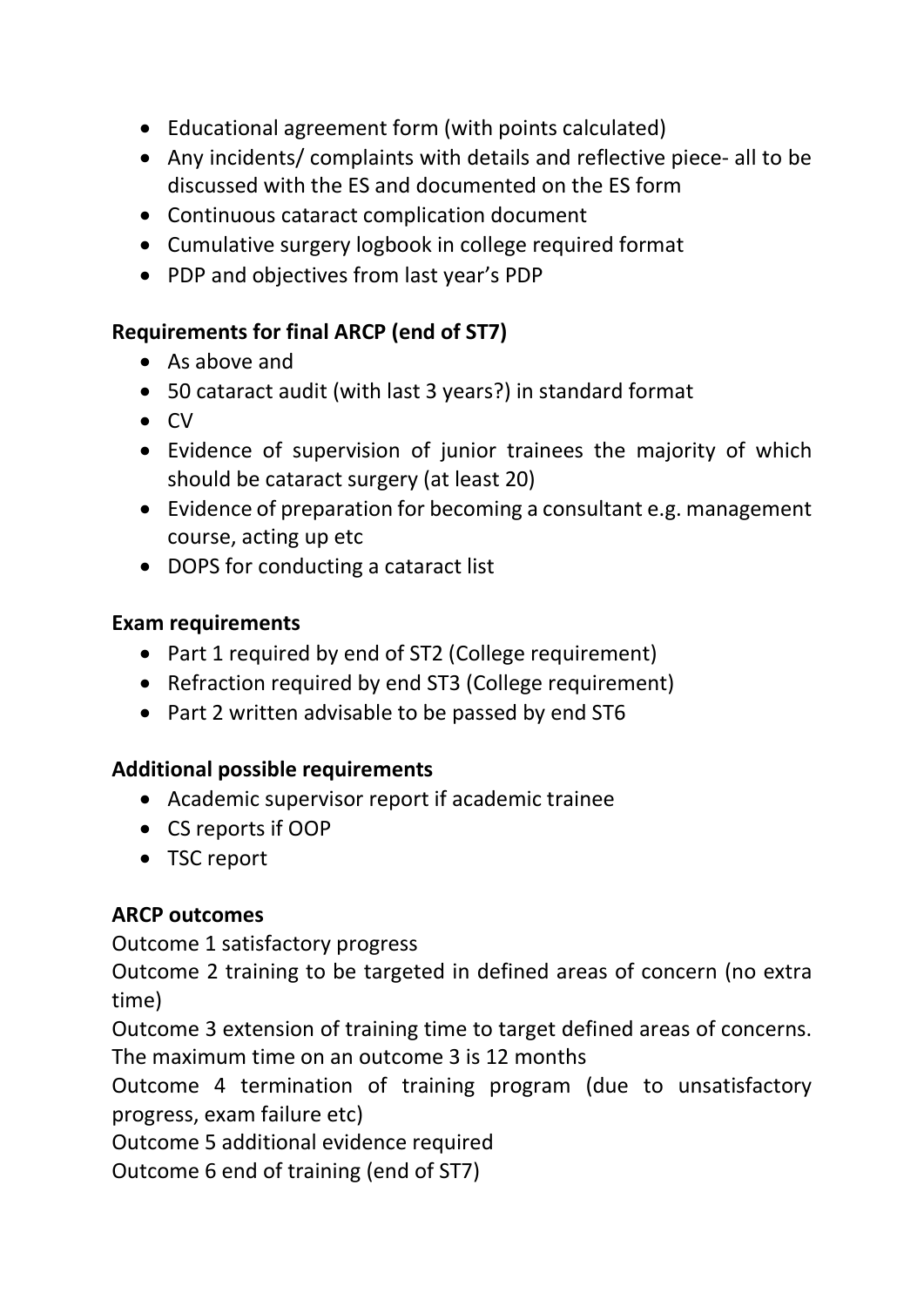- Educational agreement form (with points calculated)
- Any incidents/ complaints with details and reflective piece- all to be discussed with the ES and documented on the ES form
- Continuous cataract complication document
- Cumulative surgery logbook in college required format
- PDP and objectives from last year's PDP

**Requirements for final ARCP (end of ST7)**

- As above and
- 50 cataract audit (with last 3 years?) in standard format
- CV
- Evidence of supervision of junior trainees the majority of which should be cataract surgery (at least 20)
- Evidence of preparation for becoming a consultant e.g. management course, acting up etc
- DOPS for conducting a cataract list

**Exam requirements**

- Part 1 required by end of ST2 (College requirement)
- Refraction required by end ST3 (College requirement)
- Part 2 written advisable to be passed by end ST6

**Additional possible requirements**

- Academic supervisor report if academic trainee
- CS reports if OOP
- TSC report

**ARCP outcomes**

Outcome 1 satisfactory progress

Outcome 2 training to be targeted in defined areas of concern (no extra time)

Outcome 3 extension of training time to target defined areas of concerns. The maximum time on an outcome 3 is 12 months

Outcome 4 termination of training program (due to unsatisfactory progress, exam failure etc)

Outcome 5 additional evidence required

Outcome 6 end of training (end of ST7)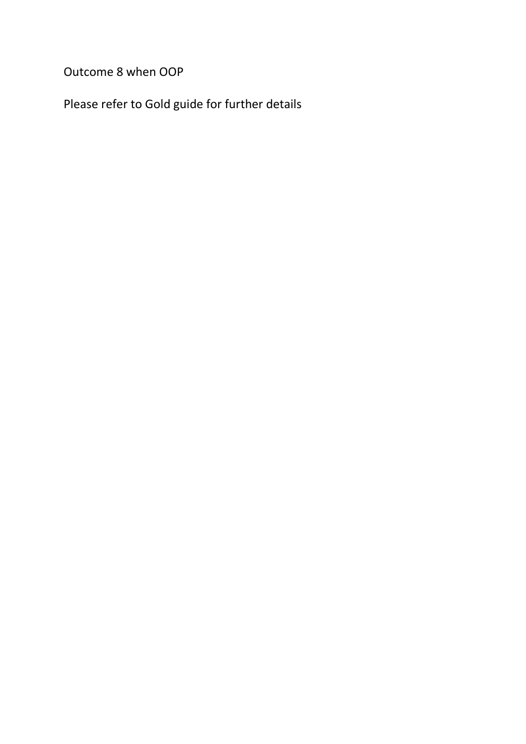Outcome 8 when OOP

Please refer to Gold guide for further details